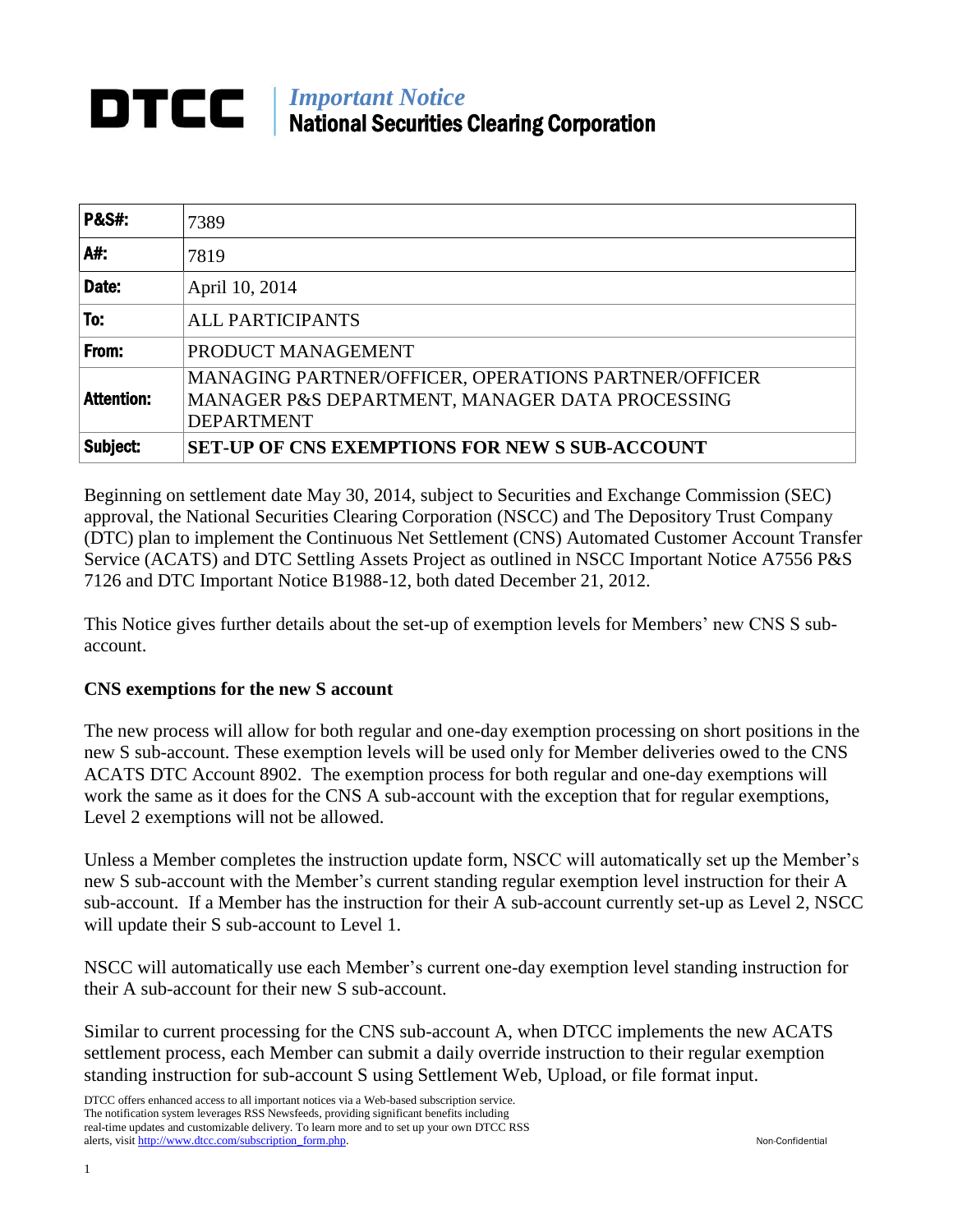# DTCC | *Important Notice*
## National Securities Clearing Corporation

| **P&S#:** | 7389 |
|---|---|
| **A#:** | 7819 |
| **Date:** | April 10, 2014 |
| **To:** | ALL PARTICIPANTS |
| **From:** | PRODUCT MANAGEMENT |
| **Attention:** | MANAGING PARTNER/OFFICER, OPERATIONS PARTNER/OFFICER MANAGER P&S DEPARTMENT, MANAGER DATA PROCESSING DEPARTMENT |
| **Subject:** | **SET-UP OF CNS EXEMPTIONS FOR NEW S SUB-ACCOUNT** |

Beginning on settlement date May 30, 2014, subject to Securities and Exchange Commission (SEC) approval, the National Securities Clearing Corporation (NSCC) and The Depository Trust Company (DTC) plan to implement the Continuous Net Settlement (CNS) Automated Customer Account Transfer Service (ACATS) and DTC Settling Assets Project as outlined in NSCC Important Notice A7556 P&S 7126 and DTC Important Notice B1988-12, both dated December 21, 2012.

This Notice gives further details about the set-up of exemption levels for Members' new CNS S sub-account.

**CNS exemptions for the new S account**

The new process will allow for both regular and one-day exemption processing on short positions in the new S sub-account. These exemption levels will be used only for Member deliveries owed to the CNS ACATS DTC Account 8902. The exemption process for both regular and one-day exemptions will work the same as it does for the CNS A sub-account with the exception that for regular exemptions, Level 2 exemptions will not be allowed.

Unless a Member completes the instruction update form, NSCC will automatically set up the Member's new S sub-account with the Member's current standing regular exemption level instruction for their A sub-account. If a Member has the instruction for their A sub-account currently set-up as Level 2, NSCC will update their S sub-account to Level 1.

NSCC will automatically use each Member's current one-day exemption level standing instruction for their A sub-account for their new S sub-account.

Similar to current processing for the CNS sub-account A, when DTCC implements the new ACATS settlement process, each Member can submit a daily override instruction to their regular exemption standing instruction for sub-account S using Settlement Web, Upload, or file format input.

DTCC offers enhanced access to all important notices via a Web-based subscription service. The notification system leverages RSS Newsfeeds, providing significant benefits including real-time updates and customizable delivery. To learn more and to set up your own DTCC RSS alerts, visit http://www.dtcc.com/subscription_form.php.

Non-Confidential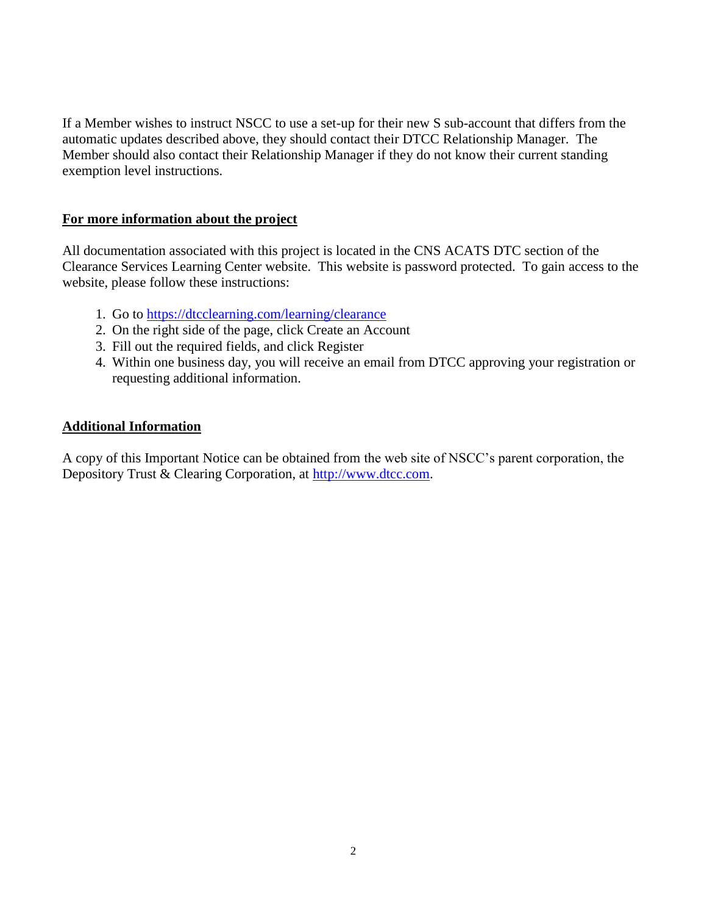If a Member wishes to instruct NSCC to use a set-up for their new S sub-account that differs from the automatic updates described above, they should contact their DTCC Relationship Manager. The Member should also contact their Relationship Manager if they do not know their current standing exemption level instructions.

**For more information about the project**

All documentation associated with this project is located in the CNS ACATS DTC section of the Clearance Services Learning Center website. This website is password protected. To gain access to the website, please follow these instructions:

1. Go to https://dtcclearning.com/learning/clearance
2. On the right side of the page, click Create an Account
3. Fill out the required fields, and click Register
4. Within one business day, you will receive an email from DTCC approving your registration or requesting additional information.

**Additional Information**

A copy of this Important Notice can be obtained from the web site of NSCC's parent corporation, the Depository Trust & Clearing Corporation, at http://www.dtcc.com.